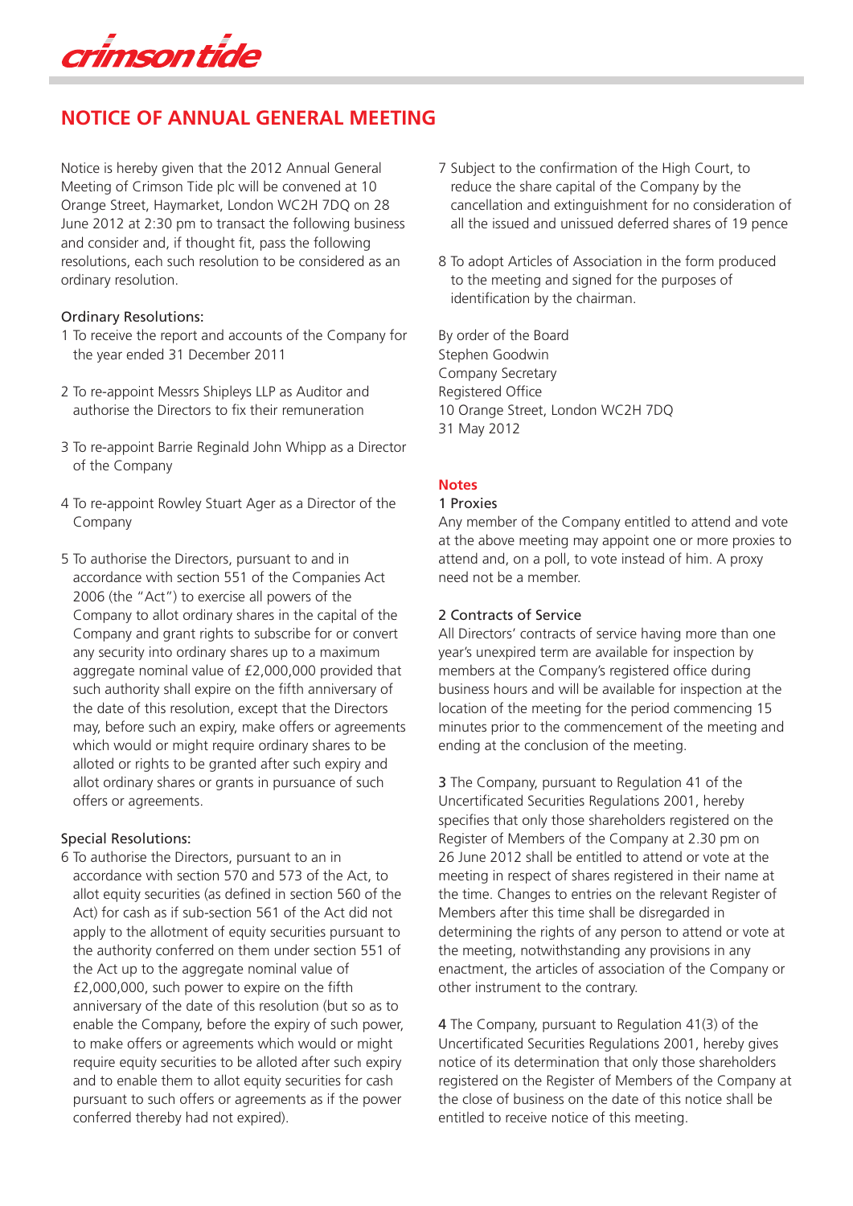crimson tide

# NOTICE OF ANNUAL GENERAL MEETING

Notice is hereby given that the 2012 Annual General Meeting of Crimson Tide plc will be convened at 10 Orange Street, Haymarket, London WC2H 7DQ on 28 June 2012 at 2:30 pm to transact the following business and consider and, if thought fit, pass the following resolutions, each such resolution to be considered as an ordinary resolution.

Ordinary Resolutions:

1 To receive the report and accounts of the Company for the year ended 31 December 2011

2 To re-appoint Messrs Shipleys LLP as Auditor and authorise the Directors to fix their remuneration

3 To re-appoint Barrie Reginald John Whipp as a Director of the Company

4 To re-appoint Rowley Stuart Ager as a Director of the Company

5 To authorise the Directors, pursuant to and in accordance with section 551 of the Companies Act 2006 (the "Act") to exercise all powers of the Company to allot ordinary shares in the capital of the Company and grant rights to subscribe for or convert any security into ordinary shares up to a maximum aggregate nominal value of £2,000,000 provided that such authority shall expire on the fifth anniversary of the date of this resolution, except that the Directors may, before such an expiry, make offers or agreements which would or might require ordinary shares to be alloted or rights to be granted after such expiry and allot ordinary shares or grants in pursuance of such offers or agreements.

Special Resolutions:

6 To authorise the Directors, pursuant to an in accordance with section 570 and 573 of the Act, to allot equity securities (as defined in section 560 of the Act) for cash as if sub-section 561 of the Act did not apply to the allotment of equity securities pursuant to the authority conferred on them under section 551 of the Act up to the aggregate nominal value of £2,000,000, such power to expire on the fifth anniversary of the date of this resolution (but so as to enable the Company, before the expiry of such power, to make offers or agreements which would or might require equity securities to be alloted after such expiry and to enable them to allot equity securities for cash pursuant to such offers or agreements as if the power conferred thereby had not expired).

7 Subject to the confirmation of the High Court, to reduce the share capital of the Company by the cancellation and extinguishment for no consideration of all the issued and unissued deferred shares of 19 pence

8 To adopt Articles of Association in the form produced to the meeting and signed for the purposes of identification by the chairman.

By order of the Board
Stephen Goodwin
Company Secretary
Registered Office
10 Orange Street, London WC2H 7DQ
31 May 2012

## Notes

1 Proxies

Any member of the Company entitled to attend and vote at the above meeting may appoint one or more proxies to attend and, on a poll, to vote instead of him. A proxy need not be a member.

2 Contracts of Service

All Directors' contracts of service having more than one year's unexpired term are available for inspection by members at the Company's registered office during business hours and will be available for inspection at the location of the meeting for the period commencing 15 minutes prior to the commencement of the meeting and ending at the conclusion of the meeting.

3 The Company, pursuant to Regulation 41 of the Uncertificated Securities Regulations 2001, hereby specifies that only those shareholders registered on the Register of Members of the Company at 2.30 pm on 26 June 2012 shall be entitled to attend or vote at the meeting in respect of shares registered in their name at the time. Changes to entries on the relevant Register of Members after this time shall be disregarded in determining the rights of any person to attend or vote at the meeting, notwithstanding any provisions in any enactment, the articles of association of the Company or other instrument to the contrary.

4 The Company, pursuant to Regulation 41(3) of the Uncertificated Securities Regulations 2001, hereby gives notice of its determination that only those shareholders registered on the Register of Members of the Company at the close of business on the date of this notice shall be entitled to receive notice of this meeting.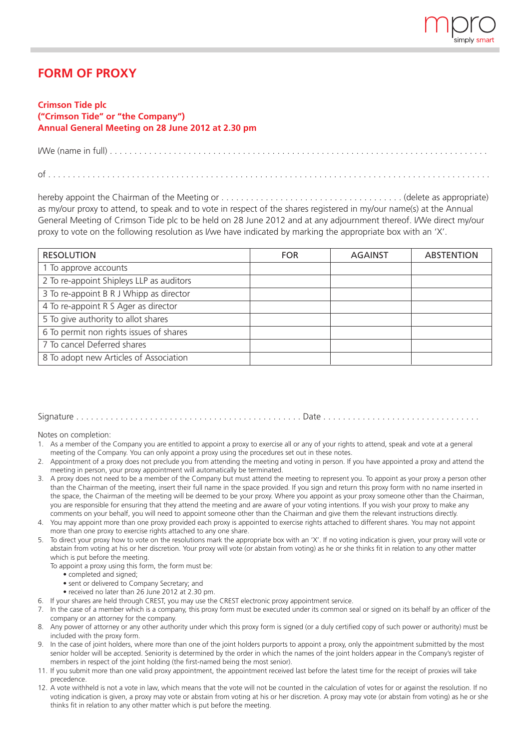# FORM OF PROXY

**Crimson Tide plc**
**("Crimson Tide" or "the Company")**
**Annual General Meeting on 28 June 2012 at 2.30 pm**

I/We (name in full) . . . . . . . . . . . . . . . . . . . . . . . . . . . . . . . . . . . . . . . . . . . . . . . . . . . . . . . . . . . . . . . . . . . . . . . . . . . . . .

of . . . . . . . . . . . . . . . . . . . . . . . . . . . . . . . . . . . . . . . . . . . . . . . . . . . . . . . . . . . . . . . . . . . . . . . . . . . . . . . . . . . . . . . . . . . . . .

hereby appoint the Chairman of the Meeting or . . . . . . . . . . . . . . . . . . . . . . . . . . . . . . . . . . . . . (delete as appropriate) as my/our proxy to attend, to speak and to vote in respect of the shares registered in my/our name(s) at the Annual General Meeting of Crimson Tide plc to be held on 28 June 2012 and at any adjournment thereof. I/We direct my/our proxy to vote on the following resolution as I/we have indicated by marking the appropriate box with an 'X'.

| RESOLUTION | FOR | AGAINST | ABSTENTION |
|---|---|---|---|
| 1 To approve accounts | | | |
| 2 To re-appoint Shipleys LLP as auditors | | | |
| 3 To re-appoint B R J Whipp as director | | | |
| 4 To re-appoint R S Ager as director | | | |
| 5 To give authority to allot shares | | | |
| 6 To permit non rights issues of shares | | | |
| 7 To cancel Deferred shares | | | |
| 8 To adopt new Articles of Association | | | |

Signature . . . . . . . . . . . . . . . . . . . . . . . . . . . . . . . . . . . . . . . . . . . . . . Date . . . . . . . . . . . . . . . . . . . . . . . . . . . . . . . .

Notes on completion:

1. As a member of the Company you are entitled to appoint a proxy to exercise all or any of your rights to attend, speak and vote at a general meeting of the Company. You can only appoint a proxy using the procedures set out in these notes.
2. Appointment of a proxy does not preclude you from attending the meeting and voting in person. If you have appointed a proxy and attend the meeting in person, your proxy appointment will automatically be terminated.
3. A proxy does not need to be a member of the Company but must attend the meeting to represent you. To appoint as your proxy a person other than the Chairman of the meeting, insert their full name in the space provided. If you sign and return this proxy form with no name inserted in the space, the Chairman of the meeting will be deemed to be your proxy. Where you appoint as your proxy someone other than the Chairman, you are responsible for ensuring that they attend the meeting and are aware of your voting intentions. If you wish your proxy to make any comments on your behalf, you will need to appoint someone other than the Chairman and give them the relevant instructions directly.
4. You may appoint more than one proxy provided each proxy is appointed to exercise rights attached to different shares. You may not appoint more than one proxy to exercise rights attached to any one share.
5. To direct your proxy how to vote on the resolutions mark the appropriate box with an 'X'. If no voting indication is given, your proxy will vote or abstain from voting at his or her discretion. Your proxy will vote (or abstain from voting) as he or she thinks fit in relation to any other matter which is put before the meeting.

   To appoint a proxy using this form, the form must be:
   - completed and signed;
   - sent or delivered to Company Secretary; and
   - received no later than 26 June 2012 at 2.30 pm.
6. If your shares are held through CREST, you may use the CREST electronic proxy appointment service.
7. In the case of a member which is a company, this proxy form must be executed under its common seal or signed on its behalf by an officer of the company or an attorney for the company.
8. Any power of attorney or any other authority under which this proxy form is signed (or a duly certified copy of such power or authority) must be included with the proxy form.
9. In the case of joint holders, where more than one of the joint holders purports to appoint a proxy, only the appointment submitted by the most senior holder will be accepted. Seniority is determined by the order in which the names of the joint holders appear in the Company's register of members in respect of the joint holding (the first-named being the most senior).

11. If you submit more than one valid proxy appointment, the appointment received last before the latest time for the receipt of proxies will take precedence.
12. A vote withheld is not a vote in law, which means that the vote will not be counted in the calculation of votes for or against the resolution. If no voting indication is given, a proxy may vote or abstain from voting at his or her discretion. A proxy may vote (or abstain from voting) as he or she thinks fit in relation to any other matter which is put before the meeting.